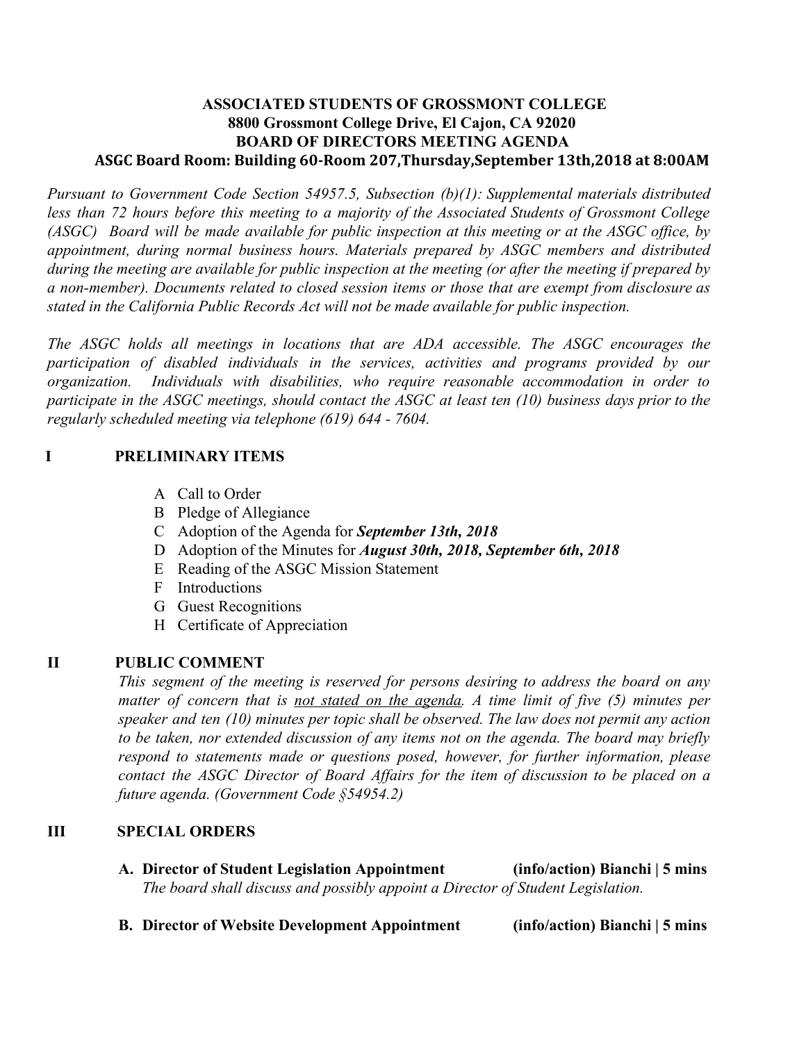**ASSOCIATED STUDENTS OF GROSSMONT COLLEGE**
**8800 Grossmont College Drive, El Cajon, CA 92020**
**BOARD OF DIRECTORS MEETING AGENDA**
**ASGC Board Room: Building 60-Room 207,Thursday,September 13th,2018 at 8:00AM**

*Pursuant to Government Code Section 54957.5, Subsection (b)(1): Supplemental materials distributed less than 72 hours before this meeting to a majority of the Associated Students of Grossmont College (ASGC) Board will be made available for public inspection at this meeting or at the ASGC office, by appointment, during normal business hours. Materials prepared by ASGC members and distributed during the meeting are available for public inspection at the meeting (or after the meeting if prepared by a non-member). Documents related to closed session items or those that are exempt from disclosure as stated in the California Public Records Act will not be made available for public inspection.*

*The ASGC holds all meetings in locations that are ADA accessible. The ASGC encourages the participation of disabled individuals in the services, activities and programs provided by our organization. Individuals with disabilities, who require reasonable accommodation in order to participate in the ASGC meetings, should contact the ASGC at least ten (10) business days prior to the regularly scheduled meeting via telephone (619) 644 - 7604.*

## I PRELIMINARY ITEMS

A Call to Order
B Pledge of Allegiance
C Adoption of the Agenda for ***September 13th, 2018***
D Adoption of the Minutes for ***August 30th, 2018, September 6th, 2018***
E Reading of the ASGC Mission Statement
F Introductions
G Guest Recognitions
H Certificate of Appreciation

## II PUBLIC COMMENT

*This segment of the meeting is reserved for persons desiring to address the board on any matter of concern that is not stated on the agenda. A time limit of five (5) minutes per speaker and ten (10) minutes per topic shall be observed. The law does not permit any action to be taken, nor extended discussion of any items not on the agenda. The board may briefly respond to statements made or questions posed, however, for further information, please contact the ASGC Director of Board Affairs for the item of discussion to be placed on a future agenda. (Government Code §54954.2)*

## III SPECIAL ORDERS

**A. Director of Student Legislation Appointment (info/action) Bianchi | 5 mins**
*The board shall discuss and possibly appoint a Director of Student Legislation.*

**B. Director of Website Development Appointment (info/action) Bianchi | 5 mins**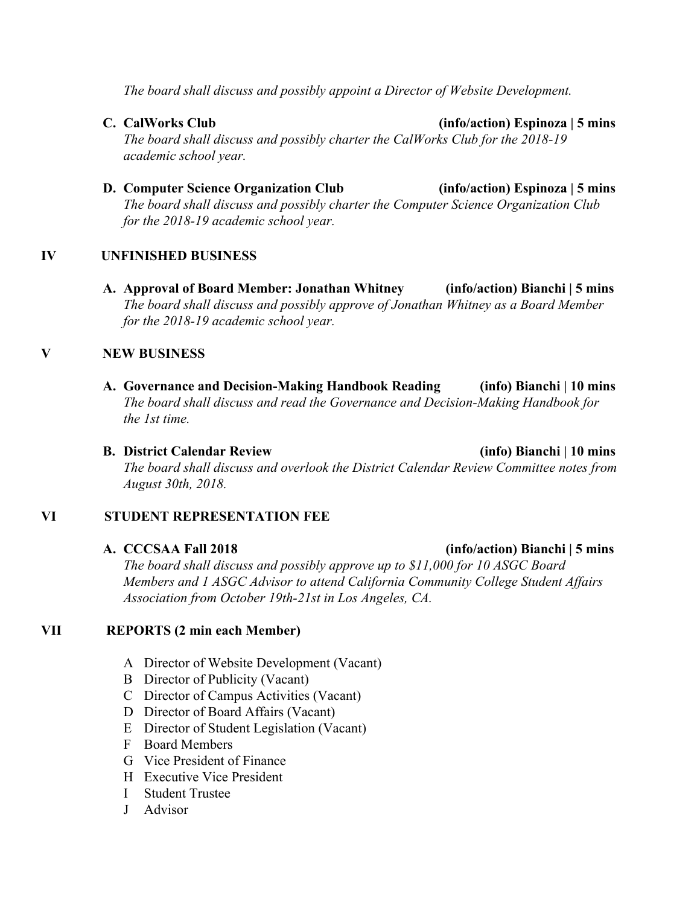*The board shall discuss and possibly appoint a Director of Website Development.*

**C. CalWorks Club** **(info/action) Espinoza | 5 mins**
*The board shall discuss and possibly charter the CalWorks Club for the 2018-19 academic school year.*

**D. Computer Science Organization Club** **(info/action) Espinoza | 5 mins**
*The board shall discuss and possibly charter the Computer Science Organization Club for the 2018-19 academic school year.*

## IV UNFINISHED BUSINESS

**A. Approval of Board Member: Jonathan Whitney** **(info/action) Bianchi | 5 mins**
*The board shall discuss and possibly approve of Jonathan Whitney as a Board Member for the 2018-19 academic school year.*

## V NEW BUSINESS

**A. Governance and Decision-Making Handbook Reading** **(info) Bianchi | 10 mins**
*The board shall discuss and read the Governance and Decision-Making Handbook for the 1st time.*

**B. District Calendar Review** **(info) Bianchi | 10 mins**
*The board shall discuss and overlook the District Calendar Review Committee notes from August 30th, 2018.*

## VI STUDENT REPRESENTATION FEE

**A. CCCSAA Fall 2018** **(info/action) Bianchi | 5 mins**
*The board shall discuss and possibly approve up to $11,000 for 10 ASGC Board Members and 1 ASGC Advisor to attend California Community College Student Affairs Association from October 19th-21st in Los Angeles, CA.*

## VII REPORTS (2 min each Member)

A Director of Website Development (Vacant)
B Director of Publicity (Vacant)
C Director of Campus Activities (Vacant)
D Director of Board Affairs (Vacant)
E Director of Student Legislation (Vacant)
F Board Members
G Vice President of Finance
H Executive Vice President
I Student Trustee
J Advisor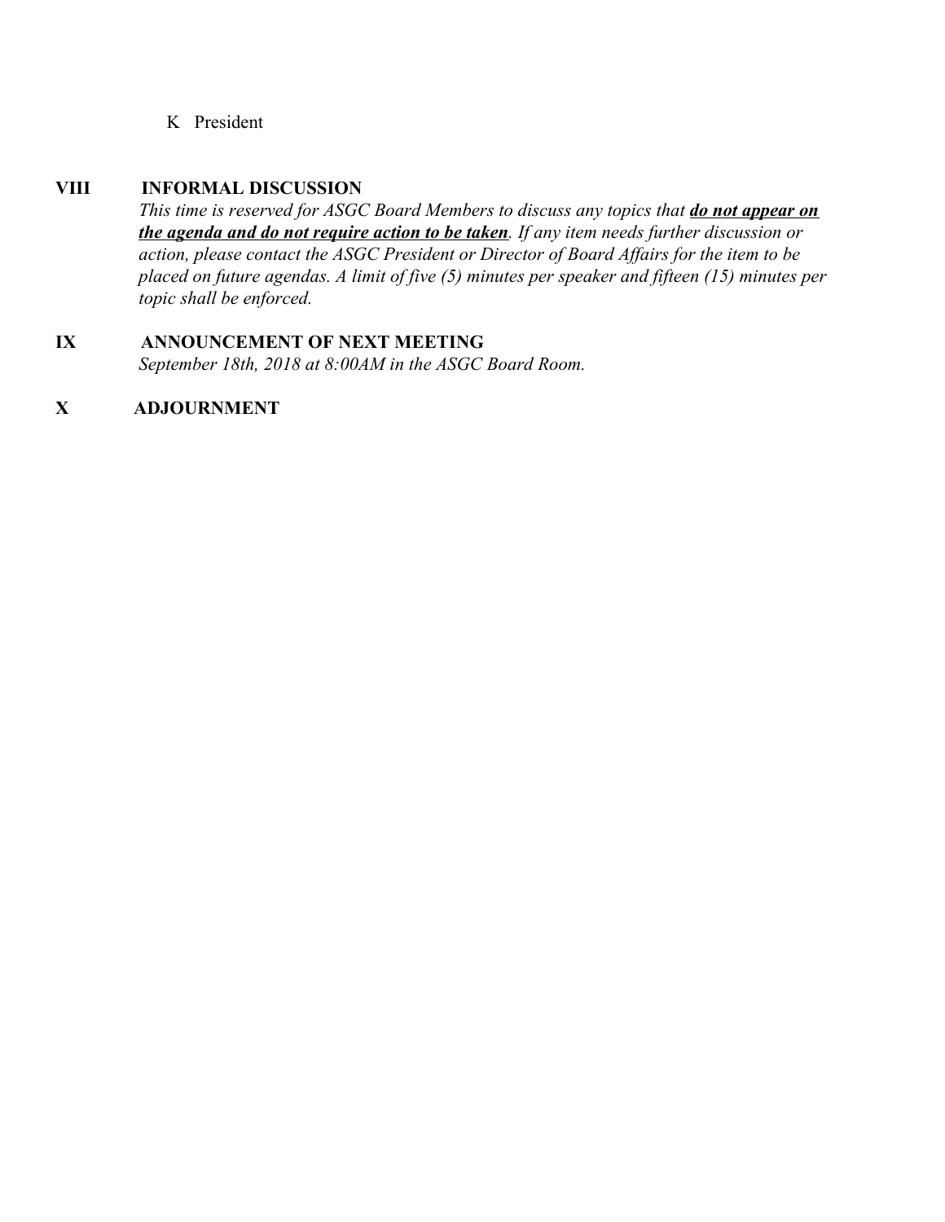K President

## VIII INFORMAL DISCUSSION

*This time is reserved for ASGC Board Members to discuss any topics that* ***do not appear on the agenda and do not require action to be taken****. If any item needs further discussion or action, please contact the ASGC President or Director of Board Affairs for the item to be placed on future agendas. A limit of five (5) minutes per speaker and fifteen (15) minutes per topic shall be enforced.*

## IX ANNOUNCEMENT OF NEXT MEETING

*September 18th, 2018 at 8:00AM in the ASGC Board Room.*

## X ADJOURNMENT